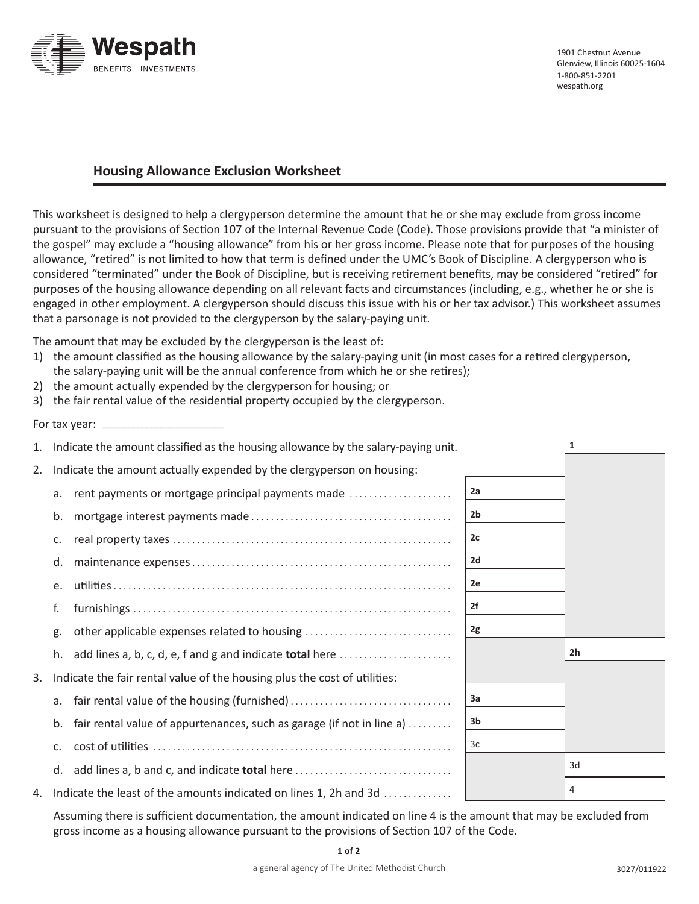Wespath

BENEFITS | INVESTMENTS

1901 Chestnut Avenue
Glenview, Illinois 60025-1604
1-800-851-2201
wespath.org

## Housing Allowance Exclusion Worksheet

This worksheet is designed to help a clergyperson determine the amount that he or she may exclude from gross income pursuant to the provisions of Section 107 of the Internal Revenue Code (Code). Those provisions provide that "a minister of the gospel" may exclude a "housing allowance" from his or her gross income. Please note that for purposes of the housing allowance, "retired" is not limited to how that term is defined under the UMC's Book of Discipline. A clergyperson who is considered "terminated" under the Book of Discipline, but is receiving retirement benefits, may be considered "retired" for purposes of the housing allowance depending on all relevant facts and circumstances (including, e.g., whether he or she is engaged in other employment. A clergyperson should discuss this issue with his or her tax advisor.) This worksheet assumes that a parsonage is not provided to the clergyperson by the salary-paying unit.

The amount that may be excluded by the clergyperson is the least of:

1) the amount classified as the housing allowance by the salary-paying unit (in most cases for a retired clergyperson, the salary-paying unit will be the annual conference from which he or she retires);
2) the amount actually expended by the clergyperson for housing; or
3) the fair rental value of the residential property occupied by the clergyperson.

For tax year: ____________________

| | | | |
|---|---|---|---|
| 1. | Indicate the amount classified as the housing allowance by the salary-paying unit. | | 1 |
| 2. | Indicate the amount actually expended by the clergyperson on housing: | | |
| | a. rent payments or mortgage principal payments made | 2a | |
| | b. mortgage interest payments made | 2b | |
| | c. real property taxes | 2c | |
| | d. maintenance expenses | 2d | |
| | e. utilities | 2e | |
| | f. furnishings | 2f | |
| | g. other applicable expenses related to housing | 2g | |
| | h. add lines a, b, c, d, e, f and g and indicate **total** here | | 2h |
| 3. | Indicate the fair rental value of the housing plus the cost of utilities: | | |
| | a. fair rental value of the housing (furnished) | 3a | |
| | b. fair rental value of appurtenances, such as garage (if not in line a) | 3b | |
| | c. cost of utilities | 3c | |
| | d. add lines a, b and c, and indicate **total** here | | 3d |
| 4. | Indicate the least of the amounts indicated on lines 1, 2h and 3d | | 4 |

Assuming there is sufficient documentation, the amount indicated on line 4 is the amount that may be excluded from gross income as a housing allowance pursuant to the provisions of Section 107 of the Code.

a general agency of The United Methodist Church

3027/011922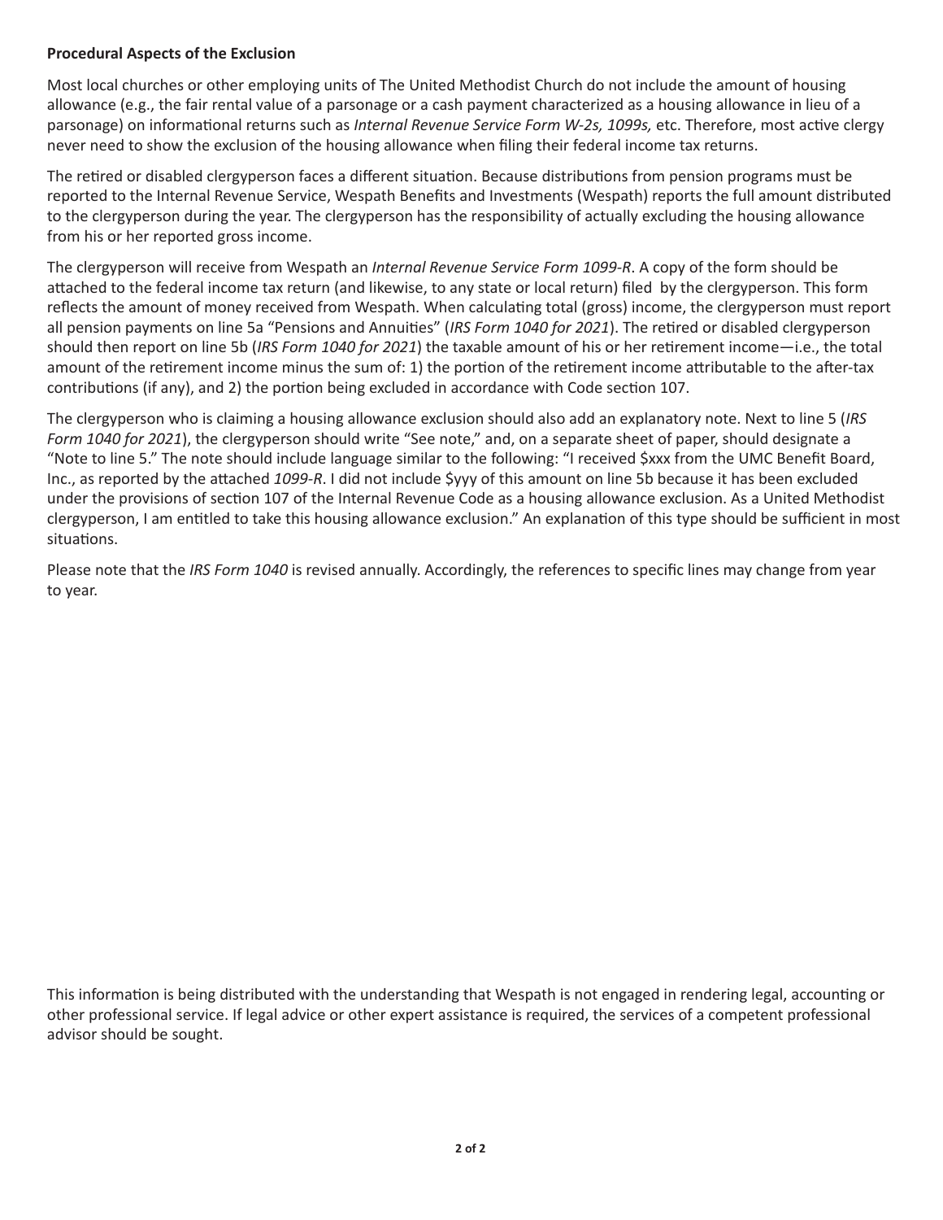**Procedural Aspects of the Exclusion**

Most local churches or other employing units of The United Methodist Church do not include the amount of housing allowance (e.g., the fair rental value of a parsonage or a cash payment characterized as a housing allowance in lieu of a parsonage) on informational returns such as *Internal Revenue Service Form W-2s, 1099s,* etc. Therefore, most active clergy never need to show the exclusion of the housing allowance when filing their federal income tax returns.

The retired or disabled clergyperson faces a different situation. Because distributions from pension programs must be reported to the Internal Revenue Service, Wespath Benefits and Investments (Wespath) reports the full amount distributed to the clergyperson during the year. The clergyperson has the responsibility of actually excluding the housing allowance from his or her reported gross income.

The clergyperson will receive from Wespath an *Internal Revenue Service Form 1099-R*. A copy of the form should be attached to the federal income tax return (and likewise, to any state or local return) filed by the clergyperson. This form reflects the amount of money received from Wespath. When calculating total (gross) income, the clergyperson must report all pension payments on line 5a "Pensions and Annuities" (*IRS Form 1040 for 2021*). The retired or disabled clergyperson should then report on line 5b (*IRS Form 1040 for 2021*) the taxable amount of his or her retirement income—i.e., the total amount of the retirement income minus the sum of: 1) the portion of the retirement income attributable to the after-tax contributions (if any), and 2) the portion being excluded in accordance with Code section 107.

The clergyperson who is claiming a housing allowance exclusion should also add an explanatory note. Next to line 5 (*IRS Form 1040 for 2021*), the clergyperson should write "See note," and, on a separate sheet of paper, should designate a "Note to line 5." The note should include language similar to the following: "I received $xxx from the UMC Benefit Board, Inc., as reported by the attached *1099-R*. I did not include $yyy of this amount on line 5b because it has been excluded under the provisions of section 107 of the Internal Revenue Code as a housing allowance exclusion. As a United Methodist clergyperson, I am entitled to take this housing allowance exclusion." An explanation of this type should be sufficient in most situations.

Please note that the *IRS Form 1040* is revised annually. Accordingly, the references to specific lines may change from year to year.

This information is being distributed with the understanding that Wespath is not engaged in rendering legal, accounting or other professional service. If legal advice or other expert assistance is required, the services of a competent professional advisor should be sought.